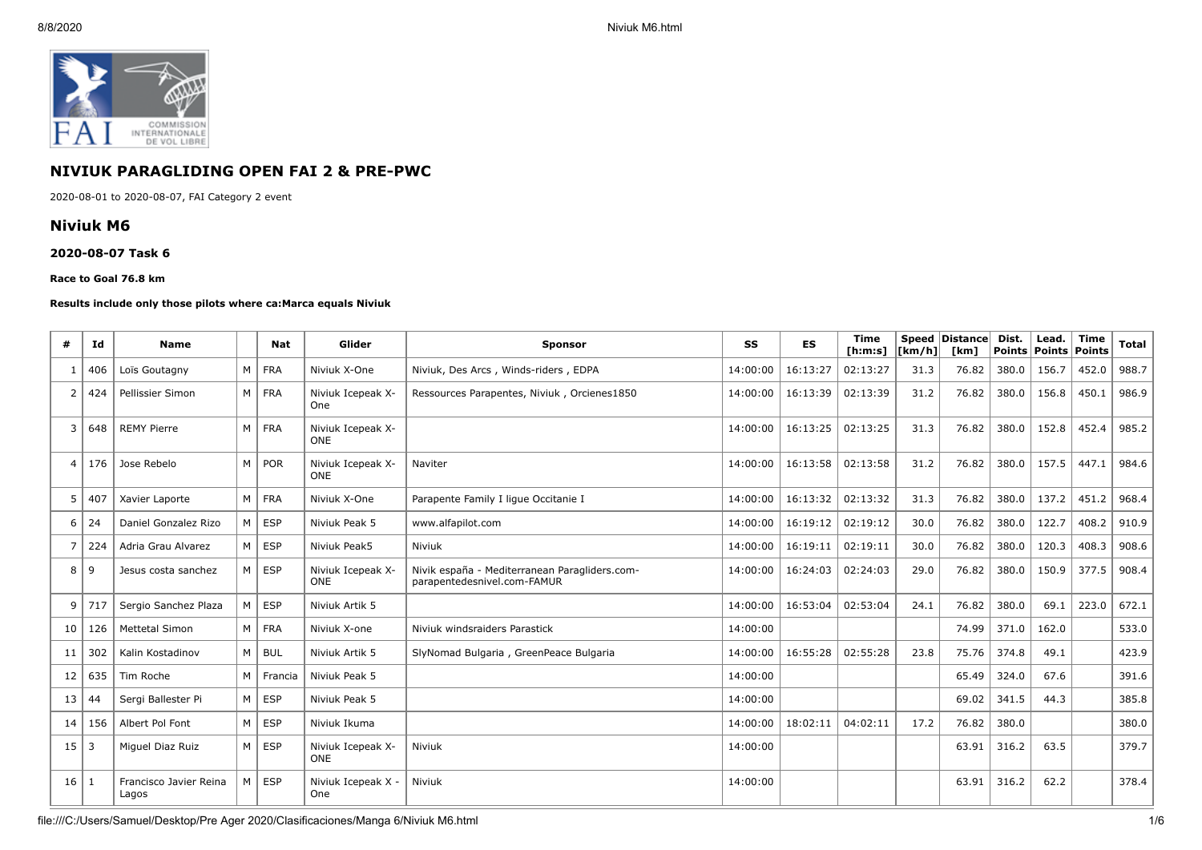# NIVIUK PARAGLIDING OPEN FAI 2 & PRE-PWC

2020-08-01 to 2020-08-07, FAI Category 2 event

## Niviuk M6

### 2020-08-07 Task 6

**Race to Goal 76.8 km**

**Results include only those pilots where ca:Marca equals Niviuk**

| # | Id | Name | | Nat | Glider | Sponsor | SS | ES | Time [h:m:s] | Speed [km/h] | Distance [km] | Dist. Points | Lead. Points | Time Points | Total |
|---|---|---|---|---|---|---|---|---|---|---|---|---|---|---|---|
| 1 | 406 | Loïs Goutagny | M | FRA | Niviuk X-One | Niviuk, Des Arcs , Winds-riders , EDPA | 14:00:00 | 16:13:27 | 02:13:27 | 31.3 | 76.82 | 380.0 | 156.7 | 452.0 | 988.7 |
| 2 | 424 | Pellissier Simon | M | FRA | Niviuk Icepeak X-One | Ressources Parapentes, Niviuk , Orcienes1850 | 14:00:00 | 16:13:39 | 02:13:39 | 31.2 | 76.82 | 380.0 | 156.8 | 450.1 | 986.9 |
| 3 | 648 | REMY Pierre | M | FRA | Niviuk Icepeak X-ONE | | 14:00:00 | 16:13:25 | 02:13:25 | 31.3 | 76.82 | 380.0 | 152.8 | 452.4 | 985.2 |
| 4 | 176 | Jose Rebelo | M | POR | Niviuk Icepeak X-ONE | Naviter | 14:00:00 | 16:13:58 | 02:13:58 | 31.2 | 76.82 | 380.0 | 157.5 | 447.1 | 984.6 |
| 5 | 407 | Xavier Laporte | M | FRA | Niviuk X-One | Parapente Family I ligue Occitanie I | 14:00:00 | 16:13:32 | 02:13:32 | 31.3 | 76.82 | 380.0 | 137.2 | 451.2 | 968.4 |
| 6 | 24 | Daniel Gonzalez Rizo | M | ESP | Niviuk Peak 5 | www.alfapilot.com | 14:00:00 | 16:19:12 | 02:19:12 | 30.0 | 76.82 | 380.0 | 122.7 | 408.2 | 910.9 |
| 7 | 224 | Adria Grau Alvarez | M | ESP | Niviuk Peak5 | Niviuk | 14:00:00 | 16:19:11 | 02:19:11 | 30.0 | 76.82 | 380.0 | 120.3 | 408.3 | 908.6 |
| 8 | 9 | Jesus costa sanchez | M | ESP | Niviuk Icepeak X-ONE | Nivik españa - Mediterranean Paragliders.com-parapentedesnivel.com-FAMUR | 14:00:00 | 16:24:03 | 02:24:03 | 29.0 | 76.82 | 380.0 | 150.9 | 377.5 | 908.4 |
| 9 | 717 | Sergio Sanchez Plaza | M | ESP | Niviuk Artik 5 | | 14:00:00 | 16:53:04 | 02:53:04 | 24.1 | 76.82 | 380.0 | 69.1 | 223.0 | 672.1 |
| 10 | 126 | Mettetal Simon | M | FRA | Niviuk X-one | Niviuk windsraiders Parastick | 14:00:00 | | | | 74.99 | 371.0 | 162.0 | | 533.0 |
| 11 | 302 | Kalin Kostadinov | M | BUL | Niviuk Artik 5 | SlyNomad Bulgaria , GreenPeace Bulgaria | 14:00:00 | 16:55:28 | 02:55:28 | 23.8 | 75.76 | 374.8 | 49.1 | | 423.9 |
| 12 | 635 | Tim Roche | M | Francia | Niviuk Peak 5 | | 14:00:00 | | | | 65.49 | 324.0 | 67.6 | | 391.6 |
| 13 | 44 | Sergi Ballester Pi | M | ESP | Niviuk Peak 5 | | 14:00:00 | | | | 69.02 | 341.5 | 44.3 | | 385.8 |
| 14 | 156 | Albert Pol Font | M | ESP | Niviuk Ikuma | | 14:00:00 | 18:02:11 | 04:02:11 | 17.2 | 76.82 | 380.0 | | | 380.0 |
| 15 | 3 | Miguel Diaz Ruiz | M | ESP | Niviuk Icepeak X-ONE | Niviuk | 14:00:00 | | | | 63.91 | 316.2 | 63.5 | | 379.7 |
| 16 | 1 | Francisco Javier Reina Lagos | M | ESP | Niviuk Icepeak X - One | Niviuk | 14:00:00 | | | | 63.91 | 316.2 | 62.2 | | 378.4 |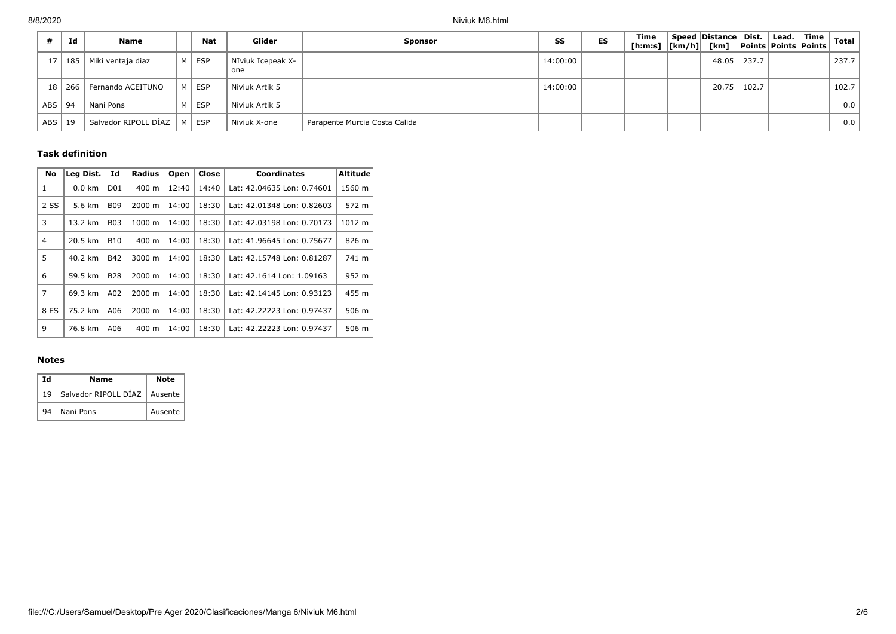| # | Id | Name | | Nat | Glider | Sponsor | SS | ES | Time [h:m:s] | Speed [km/h] | Distance [km] | Dist. Points | Lead. Points | Time Points | Total |
|---|---|---|---|---|---|---|---|---|---|---|---|---|---|---|---|
| 17 | 185 | Miki ventaja diaz | M | ESP | NIviuk Icepeak X-one | | 14:00:00 | | | | 48.05 | 237.7 | | | 237.7 |
| 18 | 266 | Fernando ACEITUNO | M | ESP | Niviuk Artik 5 | | 14:00:00 | | | | 20.75 | 102.7 | | | 102.7 |
| ABS | 94 | Nani Pons | M | ESP | Niviuk Artik 5 | | | | | | | | | | 0.0 |
| ABS | 19 | Salvador RIPOLL DÍAZ | M | ESP | Niviuk X-one | Parapente Murcia Costa Calida | | | | | | | | | 0.0 |

### Task definition

| No | Leg Dist. | Id | Radius | Open | Close | Coordinates | Altitude |
|---|---|---|---|---|---|---|---|
| 1 | 0.0 km | D01 | 400 m | 12:40 | 14:40 | Lat: 42.04635 Lon: 0.74601 | 1560 m |
| 2 SS | 5.6 km | B09 | 2000 m | 14:00 | 18:30 | Lat: 42.01348 Lon: 0.82603 | 572 m |
| 3 | 13.2 km | B03 | 1000 m | 14:00 | 18:30 | Lat: 42.03198 Lon: 0.70173 | 1012 m |
| 4 | 20.5 km | B10 | 400 m | 14:00 | 18:30 | Lat: 41.96645 Lon: 0.75677 | 826 m |
| 5 | 40.2 km | B42 | 3000 m | 14:00 | 18:30 | Lat: 42.15748 Lon: 0.81287 | 741 m |
| 6 | 59.5 km | B28 | 2000 m | 14:00 | 18:30 | Lat: 42.1614 Lon: 1.09163 | 952 m |
| 7 | 69.3 km | A02 | 2000 m | 14:00 | 18:30 | Lat: 42.14145 Lon: 0.93123 | 455 m |
| 8 ES | 75.2 km | A06 | 2000 m | 14:00 | 18:30 | Lat: 42.22223 Lon: 0.97437 | 506 m |
| 9 | 76.8 km | A06 | 400 m | 14:00 | 18:30 | Lat: 42.22223 Lon: 0.97437 | 506 m |

### Notes

| Id | Name | Note |
|---|---|---|
| 19 | Salvador RIPOLL DÍAZ | Ausente |
| 94 | Nani Pons | Ausente |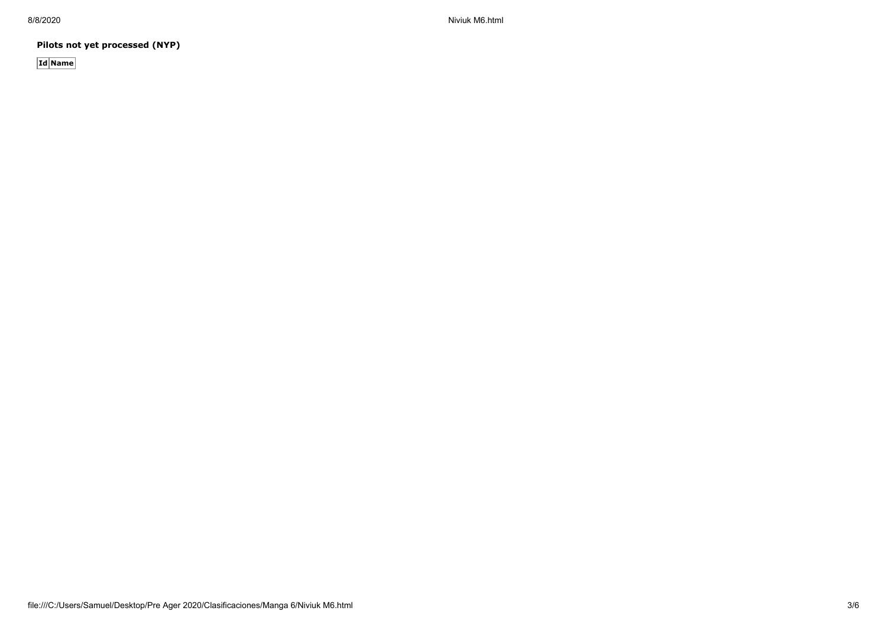**Pilots not yet processed (NYP)**

| Id | Name |
| --- | --- |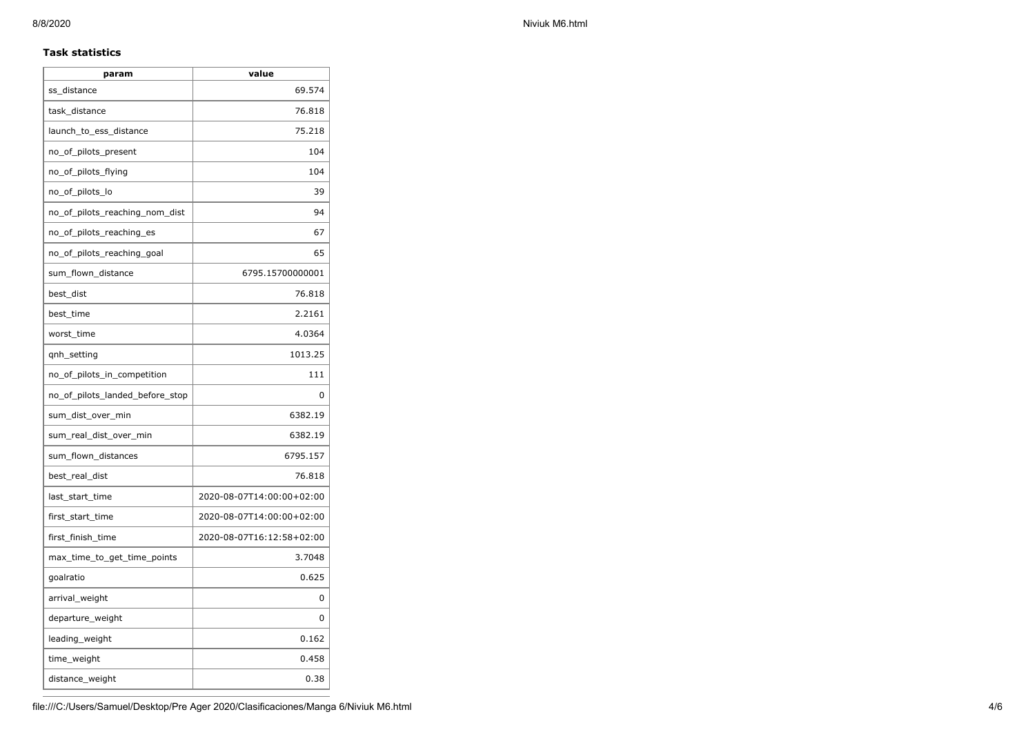**Task statistics**

| param | value |
|---|---|
| ss_distance | 69.574 |
| task_distance | 76.818 |
| launch_to_ess_distance | 75.218 |
| no_of_pilots_present | 104 |
| no_of_pilots_flying | 104 |
| no_of_pilots_lo | 39 |
| no_of_pilots_reaching_nom_dist | 94 |
| no_of_pilots_reaching_es | 67 |
| no_of_pilots_reaching_goal | 65 |
| sum_flown_distance | 6795.15700000001 |
| best_dist | 76.818 |
| best_time | 2.2161 |
| worst_time | 4.0364 |
| qnh_setting | 1013.25 |
| no_of_pilots_in_competition | 111 |
| no_of_pilots_landed_before_stop | 0 |
| sum_dist_over_min | 6382.19 |
| sum_real_dist_over_min | 6382.19 |
| sum_flown_distances | 6795.157 |
| best_real_dist | 76.818 |
| last_start_time | 2020-08-07T14:00:00+02:00 |
| first_start_time | 2020-08-07T14:00:00+02:00 |
| first_finish_time | 2020-08-07T16:12:58+02:00 |
| max_time_to_get_time_points | 3.7048 |
| goalratio | 0.625 |
| arrival_weight | 0 |
| departure_weight | 0 |
| leading_weight | 0.162 |
| time_weight | 0.458 |
| distance_weight | 0.38 |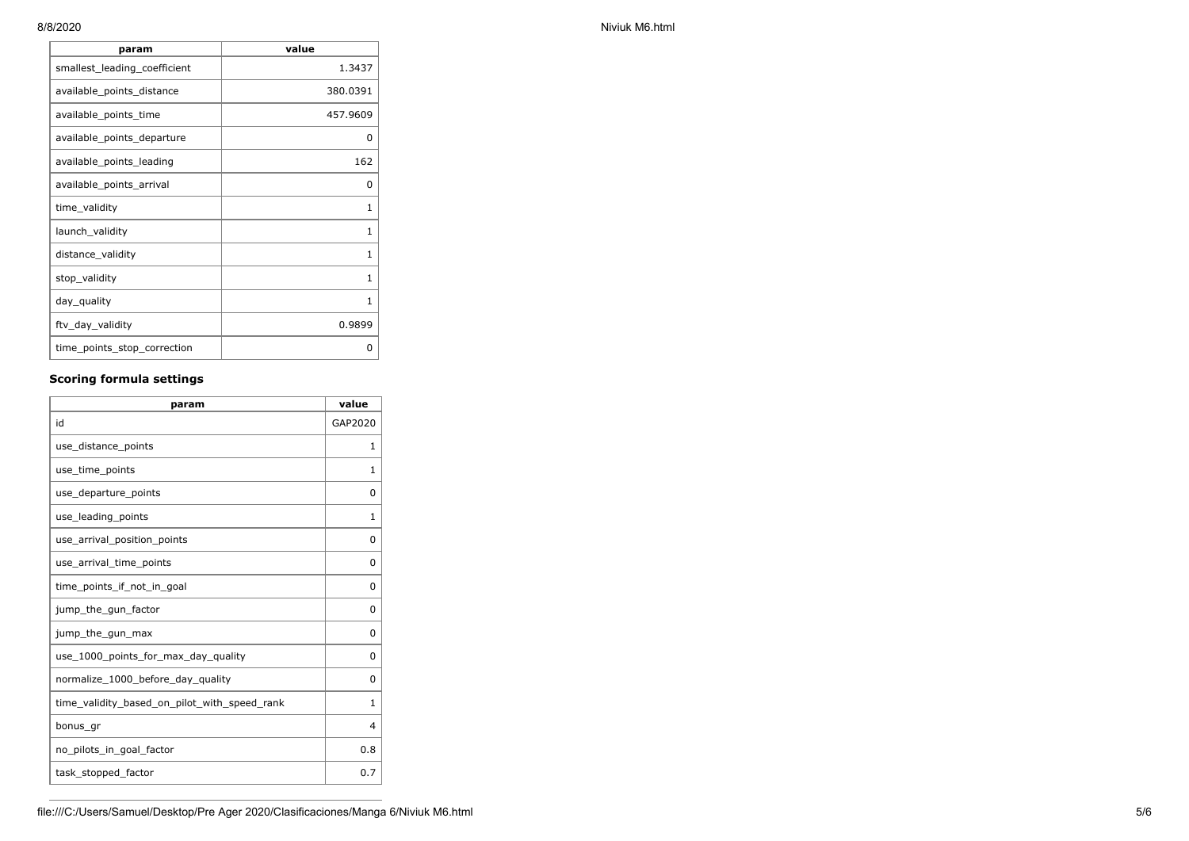| param | value |
| --- | --- |
| smallest_leading_coefficient | 1.3437 |
| available_points_distance | 380.0391 |
| available_points_time | 457.9609 |
| available_points_departure | 0 |
| available_points_leading | 162 |
| available_points_arrival | 0 |
| time_validity | 1 |
| launch_validity | 1 |
| distance_validity | 1 |
| stop_validity | 1 |
| day_quality | 1 |
| ftv_day_validity | 0.9899 |
| time_points_stop_correction | 0 |

### Scoring formula settings

| param | value |
| --- | --- |
| id | GAP2020 |
| use_distance_points | 1 |
| use_time_points | 1 |
| use_departure_points | 0 |
| use_leading_points | 1 |
| use_arrival_position_points | 0 |
| use_arrival_time_points | 0 |
| time_points_if_not_in_goal | 0 |
| jump_the_gun_factor | 0 |
| jump_the_gun_max | 0 |
| use_1000_points_for_max_day_quality | 0 |
| normalize_1000_before_day_quality | 0 |
| time_validity_based_on_pilot_with_speed_rank | 1 |
| bonus_gr | 4 |
| no_pilots_in_goal_factor | 0.8 |
| task_stopped_factor | 0.7 |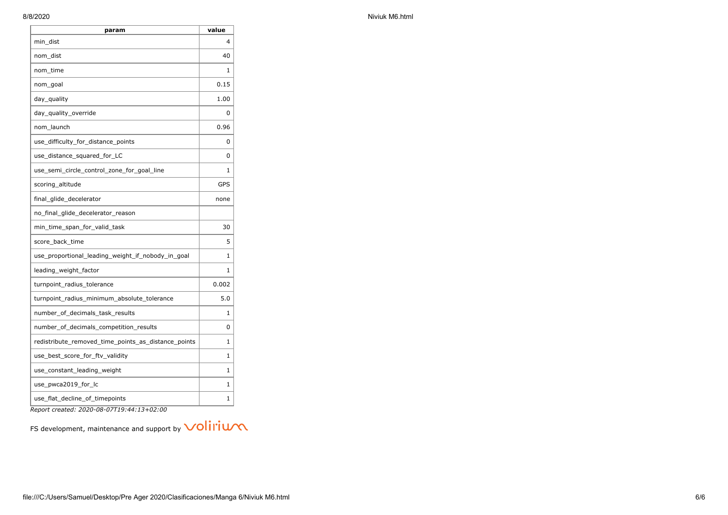| param | value |
|---|---|
| min_dist | 4 |
| nom_dist | 40 |
| nom_time | 1 |
| nom_goal | 0.15 |
| day_quality | 1.00 |
| day_quality_override | 0 |
| nom_launch | 0.96 |
| use_difficulty_for_distance_points | 0 |
| use_distance_squared_for_LC | 0 |
| use_semi_circle_control_zone_for_goal_line | 1 |
| scoring_altitude | GPS |
| final_glide_decelerator | none |
| no_final_glide_decelerator_reason | |
| min_time_span_for_valid_task | 30 |
| score_back_time | 5 |
| use_proportional_leading_weight_if_nobody_in_goal | 1 |
| leading_weight_factor | 1 |
| turnpoint_radius_tolerance | 0.002 |
| turnpoint_radius_minimum_absolute_tolerance | 5.0 |
| number_of_decimals_task_results | 1 |
| number_of_decimals_competition_results | 0 |
| redistribute_removed_time_points_as_distance_points | 1 |
| use_best_score_for_ftv_validity | 1 |
| use_constant_leading_weight | 1 |
| use_pwca2019_for_lc | 1 |
| use_flat_decline_of_timepoints | 1 |

*Report created: 2020-08-07T19:44:13+02:00*

FS development, maintenance and support by volirium